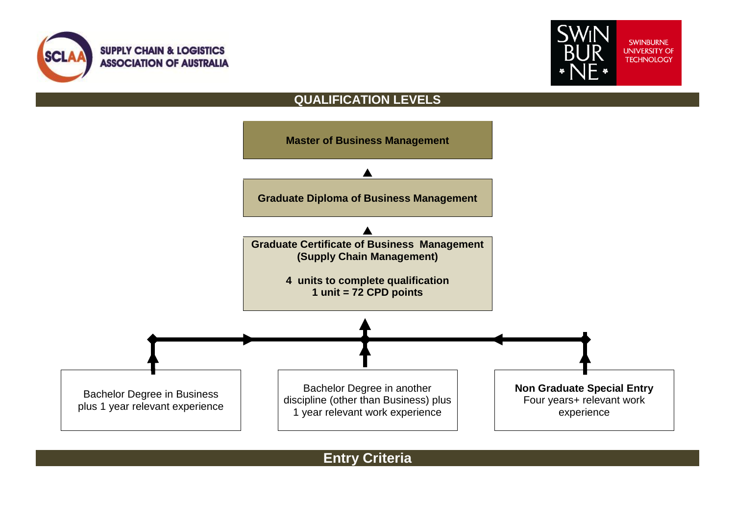SUPPLY CHAIN & LOGISTICS ASSOCIATION OF AUSTRALIA

SWINBURNE UNIVERSITY OF TECHNOLOGY

## QUALIFICATION LEVELS

**Master of Business Management**

▲

**Graduate Diploma of Business Management**

▲

**Graduate Certificate of Business Management (Supply Chain Management)**

**4 units to complete qualification**
**1 unit = 72 CPD points**

▲

Bachelor Degree in Business plus 1 year relevant experience

Bachelor Degree in another discipline (other than Business) plus 1 year relevant work experience

**Non Graduate Special Entry**
Four years+ relevant work experience

## Entry Criteria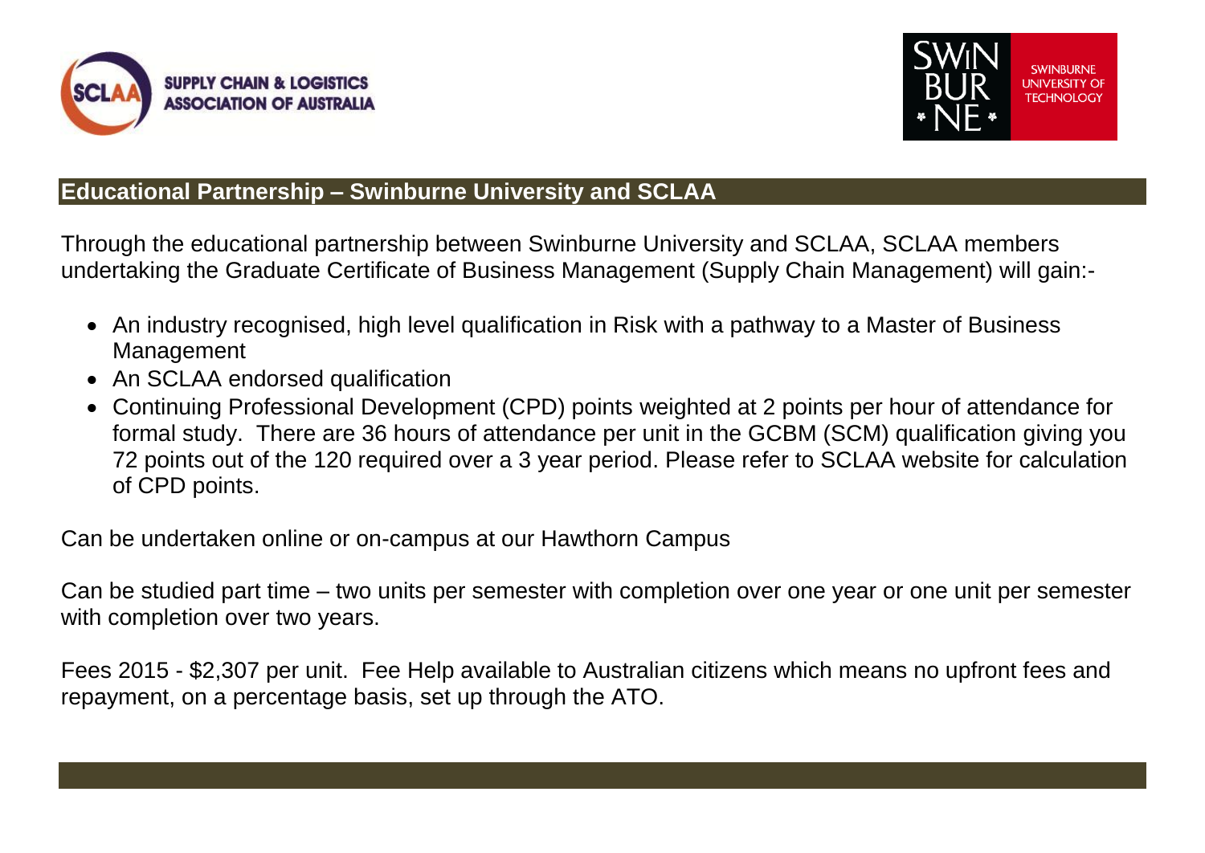SUPPLY CHAIN & LOGISTICS ASSOCIATION OF AUSTRALIA

SWINBURNE UNIVERSITY OF TECHNOLOGY

## Educational Partnership – Swinburne University and SCLAA

Through the educational partnership between Swinburne University and SCLAA, SCLAA members undertaking the Graduate Certificate of Business Management (Supply Chain Management) will gain:-

- An industry recognised, high level qualification in Risk with a pathway to a Master of Business Management
- An SCLAA endorsed qualification
- Continuing Professional Development (CPD) points weighted at 2 points per hour of attendance for formal study. There are 36 hours of attendance per unit in the GCBM (SCM) qualification giving you 72 points out of the 120 required over a 3 year period. Please refer to SCLAA website for calculation of CPD points.

Can be undertaken online or on-campus at our Hawthorn Campus

Can be studied part time – two units per semester with completion over one year or one unit per semester with completion over two years.

Fees 2015 - $2,307 per unit. Fee Help available to Australian citizens which means no upfront fees and repayment, on a percentage basis, set up through the ATO.